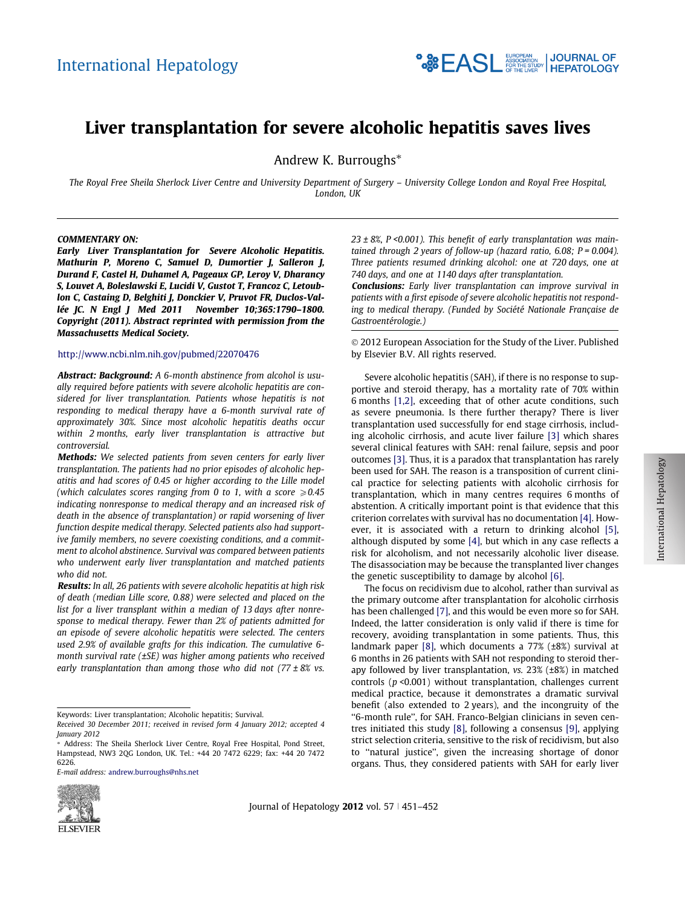# Liver transplantation for severe alcoholic hepatitis saves lives

Andrew K. Burroughs*

*The Royal Free Sheila Sherlock Liver Centre and University Department of Surgery – University College London and Royal Free Hospital, London, UK*

---

***COMMENTARY ON:***

***Early Liver Transplantation for Severe Alcoholic Hepatitis. Mathurin P, Moreno C, Samuel D, Dumortier J, Salleron J, Durand F, Castel H, Duhamel A, Pageaux GP, Leroy V, Dharancy S, Louvet A, Boleslawski E, Lucidi V, Gustot T, Francoz C, Letoublon C, Castaing D, Belghiti J, Donckier V, Pruvot FR, Duclos-Vallée JC. N Engl J Med 2011 November 10;365:1790–1800. Copyright (2011). Abstract reprinted with permission from the Massachusetts Medical Society.***

http://www.ncbi.nlm.nih.gov/pubmed/22070476

***Abstract: Background:*** *A 6-month abstinence from alcohol is usually required before patients with severe alcoholic hepatitis are considered for liver transplantation. Patients whose hepatitis is not responding to medical therapy have a 6-month survival rate of approximately 30%. Since most alcoholic hepatitis deaths occur within 2 months, early liver transplantation is attractive but controversial.*

***Methods:*** *We selected patients from seven centers for early liver transplantation. The patients had no prior episodes of alcoholic hepatitis and had scores of 0.45 or higher according to the Lille model (which calculates scores ranging from 0 to 1, with a score* $\geqslant 0.45$ *indicating nonresponse to medical therapy and an increased risk of death in the absence of transplantation) or rapid worsening of liver function despite medical therapy. Selected patients also had supportive family members, no severe coexisting conditions, and a commitment to alcohol abstinence. Survival was compared between patients who underwent early liver transplantation and matched patients who did not.*

***Results:*** *In all, 26 patients with severe alcoholic hepatitis at high risk of death (median Lille score, 0.88) were selected and placed on the list for a liver transplant within a median of 13 days after nonresponse to medical therapy. Fewer than 2% of patients admitted for an episode of severe alcoholic hepatitis were selected. The centers used 2.9% of available grafts for this indication. The cumulative 6-month survival rate (±SE) was higher among patients who received early transplantation than among those who did not (77 ± 8% vs. 23 ± 8%, P <0.001). This benefit of early transplantation was maintained through 2 years of follow-up (hazard ratio, 6.08; P = 0.004). Three patients resumed drinking alcohol: one at 720 days, one at 740 days, and one at 1140 days after transplantation.*

***Conclusions:*** *Early liver transplantation can improve survival in patients with a first episode of severe alcoholic hepatitis not responding to medical therapy. (Funded by Société Nationale Française de Gastroentérologie.)*

© 2012 European Association for the Study of the Liver. Published by Elsevier B.V. All rights reserved.

Severe alcoholic hepatitis (SAH), if there is no response to supportive and steroid therapy, has a mortality rate of 70% within 6 months [1,2], exceeding that of other acute conditions, such as severe pneumonia. Is there further therapy? There is liver transplantation used successfully for end stage cirrhosis, including alcoholic cirrhosis, and acute liver failure [3] which shares several clinical features with SAH: renal failure, sepsis and poor outcomes [3]. Thus, it is a paradox that transplantation has rarely been used for SAH. The reason is a transposition of current clinical practice for selecting patients with alcoholic cirrhosis for transplantation, which in many centres requires 6 months of abstention. A critically important point is that evidence that this criterion correlates with survival has no documentation [4]. However, it is associated with a return to drinking alcohol [5], although disputed by some [4], but which in any case reflects a risk for alcoholism, and not necessarily alcoholic liver disease. The disassociation may be because the transplanted liver changes the genetic susceptibility to damage by alcohol [6].

The focus on recidivism due to alcohol, rather than survival as the primary outcome after transplantation for alcoholic cirrhosis has been challenged [7], and this would be even more so for SAH. Indeed, the latter consideration is only valid if there is time for recovery, avoiding transplantation in some patients. Thus, this landmark paper [8], which documents a 77% (±8%) survival at 6 months in 26 patients with SAH not responding to steroid therapy followed by liver transplantation, *vs.* 23% (±8%) in matched controls ($p$ <0.001) without transplantation, challenges current medical practice, because it demonstrates a dramatic survival benefit (also extended to 2 years), and the incongruity of the "6-month rule", for SAH. Franco-Belgian clinicians in seven centres initiated this study [8], following a consensus [9], applying strict selection criteria, sensitive to the risk of recidivism, but also to "natural justice", given the increasing shortage of donor organs. Thus, they considered patients with SAH for early liver

---

Keywords: Liver transplantation; Alcoholic hepatitis; Survival.

*Received 30 December 2011; received in revised form 4 January 2012; accepted 4 January 2012*

* Address: The Sheila Sherlock Liver Centre, Royal Free Hospital, Pond Street, Hampstead, NW3 2QG London, UK. Tel.: +44 20 7472 6229; fax: +44 20 7472 6226.

*E-mail address:* andrew.burroughs@nhs.net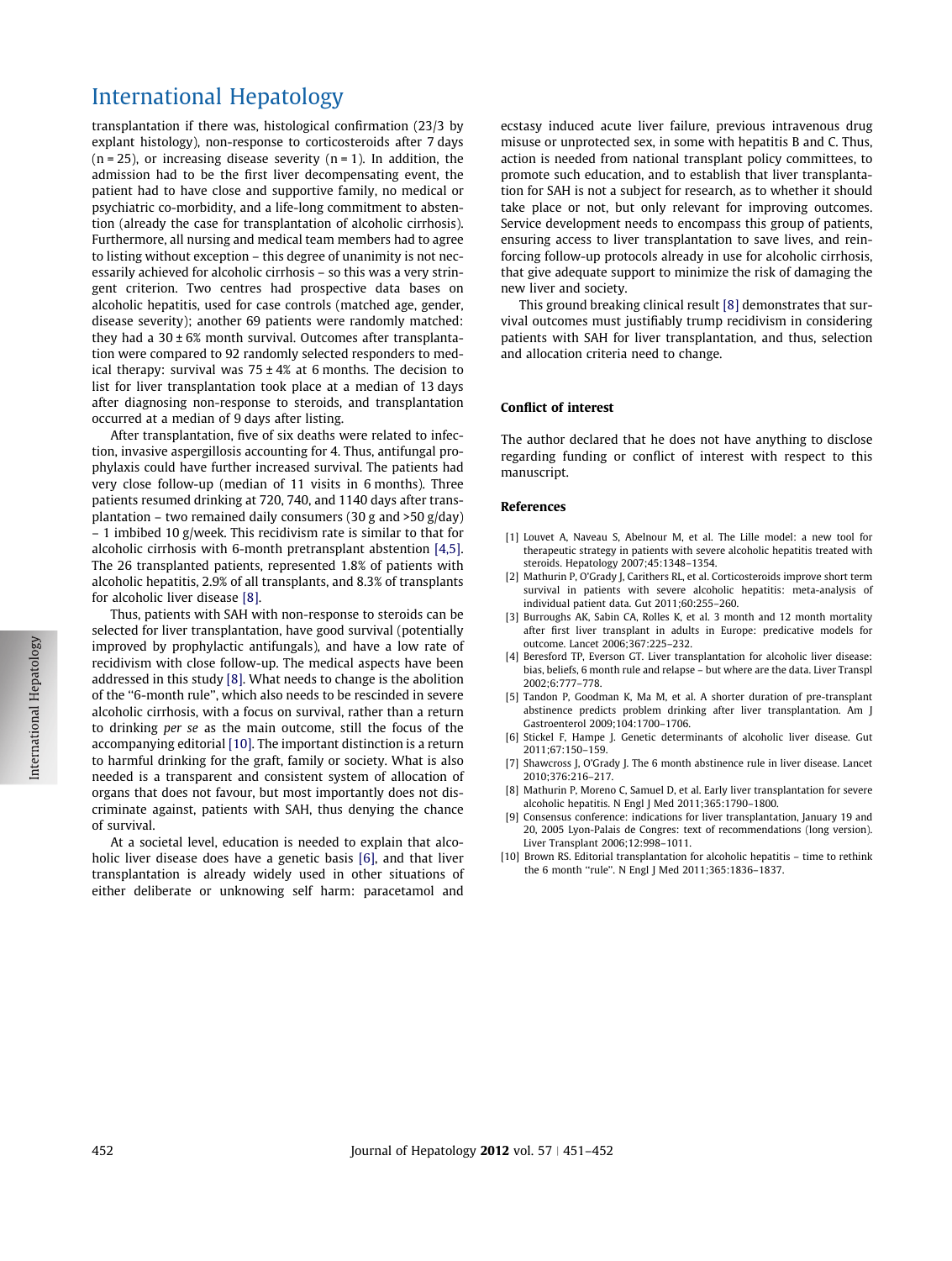transplantation if there was, histological confirmation (23/3 by explant histology), non-response to corticosteroids after 7 days (n = 25), or increasing disease severity (n = 1). In addition, the admission had to be the first liver decompensating event, the patient had to have close and supportive family, no medical or psychiatric co-morbidity, and a life-long commitment to abstention (already the case for transplantation of alcoholic cirrhosis). Furthermore, all nursing and medical team members had to agree to listing without exception – this degree of unanimity is not necessarily achieved for alcoholic cirrhosis – so this was a very stringent criterion. Two centres had prospective data bases on alcoholic hepatitis, used for case controls (matched age, gender, disease severity); another 69 patients were randomly matched: they had a 30 ± 6% month survival. Outcomes after transplantation were compared to 92 randomly selected responders to medical therapy: survival was 75 ± 4% at 6 months. The decision to list for liver transplantation took place at a median of 13 days after diagnosing non-response to steroids, and transplantation occurred at a median of 9 days after listing.

After transplantation, five of six deaths were related to infection, invasive aspergillosis accounting for 4. Thus, antifungal prophylaxis could have further increased survival. The patients had very close follow-up (median of 11 visits in 6 months). Three patients resumed drinking at 720, 740, and 1140 days after transplantation – two remained daily consumers (30 g and >50 g/day) – 1 imbibed 10 g/week. This recidivism rate is similar to that for alcoholic cirrhosis with 6-month pretransplant abstention [4,5]. The 26 transplanted patients, represented 1.8% of patients with alcoholic hepatitis, 2.9% of all transplants, and 8.3% of transplants for alcoholic liver disease [8].

Thus, patients with SAH with non-response to steroids can be selected for liver transplantation, have good survival (potentially improved by prophylactic antifungals), and have a low rate of recidivism with close follow-up. The medical aspects have been addressed in this study [8]. What needs to change is the abolition of the "6-month rule", which also needs to be rescinded in severe alcoholic cirrhosis, with a focus on survival, rather than a return to drinking *per se* as the main outcome, still the focus of the accompanying editorial [10]. The important distinction is a return to harmful drinking for the graft, family or society. What is also needed is a transparent and consistent system of allocation of organs that does not favour, but most importantly does not discriminate against, patients with SAH, thus denying the chance of survival.

At a societal level, education is needed to explain that alcoholic liver disease does have a genetic basis [6], and that liver transplantation is already widely used in other situations of either deliberate or unknowing self harm: paracetamol and ecstasy induced acute liver failure, previous intravenous drug misuse or unprotected sex, in some with hepatitis B and C. Thus, action is needed from national transplant policy committees, to promote such education, and to establish that liver transplantation for SAH is not a subject for research, as to whether it should take place or not, but only relevant for improving outcomes. Service development needs to encompass this group of patients, ensuring access to liver transplantation to save lives, and reinforcing follow-up protocols already in use for alcoholic cirrhosis, that give adequate support to minimize the risk of damaging the new liver and society.

This ground breaking clinical result [8] demonstrates that survival outcomes must justifiably trump recidivism in considering patients with SAH for liver transplantation, and thus, selection and allocation criteria need to change.

## Conflict of interest

The author declared that he does not have anything to disclose regarding funding or conflict of interest with respect to this manuscript.

## References

[1] Louvet A, Naveau S, Abelnour M, et al. The Lille model: a new tool for therapeutic strategy in patients with severe alcoholic hepatitis treated with steroids. Hepatology 2007;45:1348–1354.

[2] Mathurin P, O'Grady J, Carithers RL, et al. Corticosteroids improve short term survival in patients with severe alcoholic hepatitis: meta-analysis of individual patient data. Gut 2011;60:255–260.

[3] Burroughs AK, Sabin CA, Rolles K, et al. 3 month and 12 month mortality after first liver transplant in adults in Europe: predicative models for outcome. Lancet 2006;367:225–232.

[4] Beresford TP, Everson GT. Liver transplantation for alcoholic liver disease: bias, beliefs, 6 month rule and relapse – but where are the data. Liver Transpl 2002;6:777–778.

[5] Tandon P, Goodman K, Ma M, et al. A shorter duration of pre-transplant abstinence predicts problem drinking after liver transplantation. Am J Gastroenterol 2009;104:1700–1706.

[6] Stickel F, Hampe J. Genetic determinants of alcoholic liver disease. Gut 2011;67:150–159.

[7] Shawcross J, O'Grady J. The 6 month abstinence rule in liver disease. Lancet 2010;376:216–217.

[8] Mathurin P, Moreno C, Samuel D, et al. Early liver transplantation for severe alcoholic hepatitis. N Engl J Med 2011;365:1790–1800.

[9] Consensus conference: indications for liver transplantation, January 19 and 20, 2005 Lyon-Palais de Congres: text of recommendations (long version). Liver Transplant 2006;12:998–1011.

[10] Brown RS. Editorial transplantation for alcoholic hepatitis – time to rethink the 6 month "rule". N Engl J Med 2011;365:1836–1837.